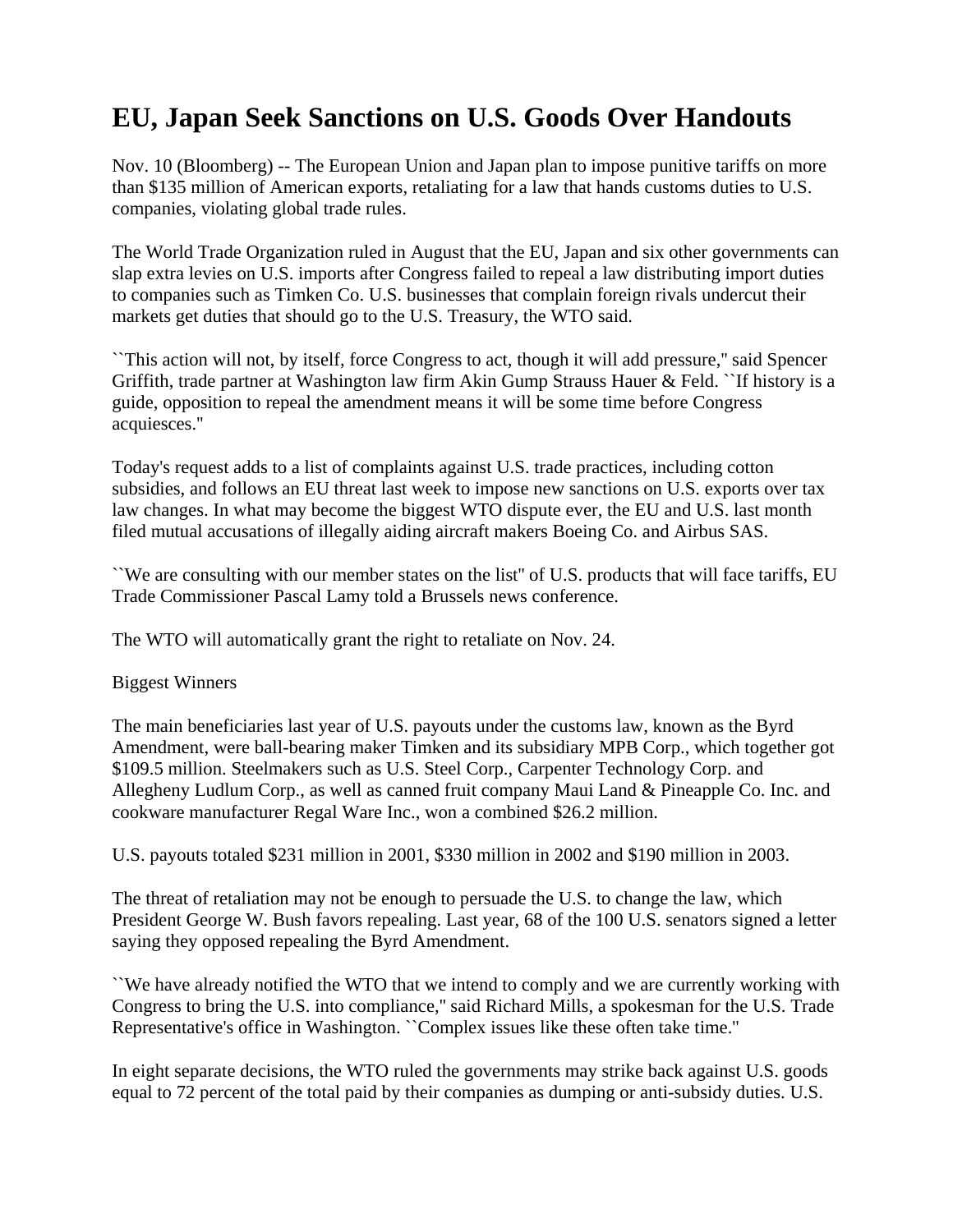# EU, Japan Seek Sanctions on U.S. Goods Over Handouts

Nov. 10 (Bloomberg) -- The European Union and Japan plan to impose punitive tariffs on more than $135 million of American exports, retaliating for a law that hands customs duties to U.S. companies, violating global trade rules.

The World Trade Organization ruled in August that the EU, Japan and six other governments can slap extra levies on U.S. imports after Congress failed to repeal a law distributing import duties to companies such as Timken Co. U.S. businesses that complain foreign rivals undercut their markets get duties that should go to the U.S. Treasury, the WTO said.

``This action will not, by itself, force Congress to act, though it will add pressure,'' said Spencer Griffith, trade partner at Washington law firm Akin Gump Strauss Hauer & Feld. ``If history is a guide, opposition to repeal the amendment means it will be some time before Congress acquiesces.''

Today's request adds to a list of complaints against U.S. trade practices, including cotton subsidies, and follows an EU threat last week to impose new sanctions on U.S. exports over tax law changes. In what may become the biggest WTO dispute ever, the EU and U.S. last month filed mutual accusations of illegally aiding aircraft makers Boeing Co. and Airbus SAS.

``We are consulting with our member states on the list'' of U.S. products that will face tariffs, EU Trade Commissioner Pascal Lamy told a Brussels news conference.

The WTO will automatically grant the right to retaliate on Nov. 24.

Biggest Winners

The main beneficiaries last year of U.S. payouts under the customs law, known as the Byrd Amendment, were ball-bearing maker Timken and its subsidiary MPB Corp., which together got $109.5 million. Steelmakers such as U.S. Steel Corp., Carpenter Technology Corp. and Allegheny Ludlum Corp., as well as canned fruit company Maui Land & Pineapple Co. Inc. and cookware manufacturer Regal Ware Inc., won a combined $26.2 million.

U.S. payouts totaled $231 million in 2001, $330 million in 2002 and $190 million in 2003.

The threat of retaliation may not be enough to persuade the U.S. to change the law, which President George W. Bush favors repealing. Last year, 68 of the 100 U.S. senators signed a letter saying they opposed repealing the Byrd Amendment.

``We have already notified the WTO that we intend to comply and we are currently working with Congress to bring the U.S. into compliance,'' said Richard Mills, a spokesman for the U.S. Trade Representative's office in Washington. ``Complex issues like these often take time.''

In eight separate decisions, the WTO ruled the governments may strike back against U.S. goods equal to 72 percent of the total paid by their companies as dumping or anti-subsidy duties. U.S.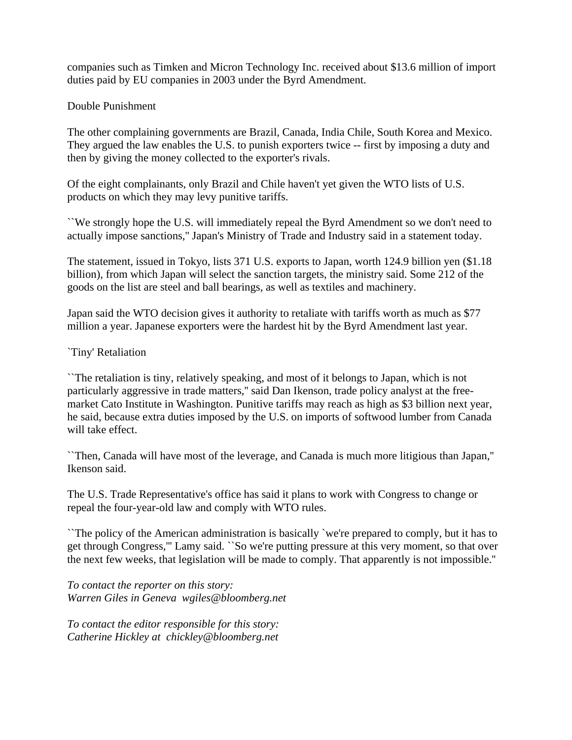companies such as Timken and Micron Technology Inc. received about $13.6 million of import duties paid by EU companies in 2003 under the Byrd Amendment.

## Double Punishment

The other complaining governments are Brazil, Canada, India Chile, South Korea and Mexico. They argued the law enables the U.S. to punish exporters twice -- first by imposing a duty and then by giving the money collected to the exporter's rivals.

Of the eight complainants, only Brazil and Chile haven't yet given the WTO lists of U.S. products on which they may levy punitive tariffs.

``We strongly hope the U.S. will immediately repeal the Byrd Amendment so we don't need to actually impose sanctions,'' Japan's Ministry of Trade and Industry said in a statement today.

The statement, issued in Tokyo, lists 371 U.S. exports to Japan, worth 124.9 billion yen ($1.18 billion), from which Japan will select the sanction targets, the ministry said. Some 212 of the goods on the list are steel and ball bearings, as well as textiles and machinery.

Japan said the WTO decision gives it authority to retaliate with tariffs worth as much as $77 million a year. Japanese exporters were the hardest hit by the Byrd Amendment last year.

## `Tiny' Retaliation

``The retaliation is tiny, relatively speaking, and most of it belongs to Japan, which is not particularly aggressive in trade matters,'' said Dan Ikenson, trade policy analyst at the free-market Cato Institute in Washington. Punitive tariffs may reach as high as $3 billion next year, he said, because extra duties imposed by the U.S. on imports of softwood lumber from Canada will take effect.

``Then, Canada will have most of the leverage, and Canada is much more litigious than Japan,'' Ikenson said.

The U.S. Trade Representative's office has said it plans to work with Congress to change or repeal the four-year-old law and comply with WTO rules.

``The policy of the American administration is basically `we're prepared to comply, but it has to get through Congress,''' Lamy said. ``So we're putting pressure at this very moment, so that over the next few weeks, that legislation will be made to comply. That apparently is not impossible.''

*To contact the reporter on this story:*
*Warren Giles in Geneva wgiles@bloomberg.net*

*To contact the editor responsible for this story:*
*Catherine Hickley at chickley@bloomberg.net*